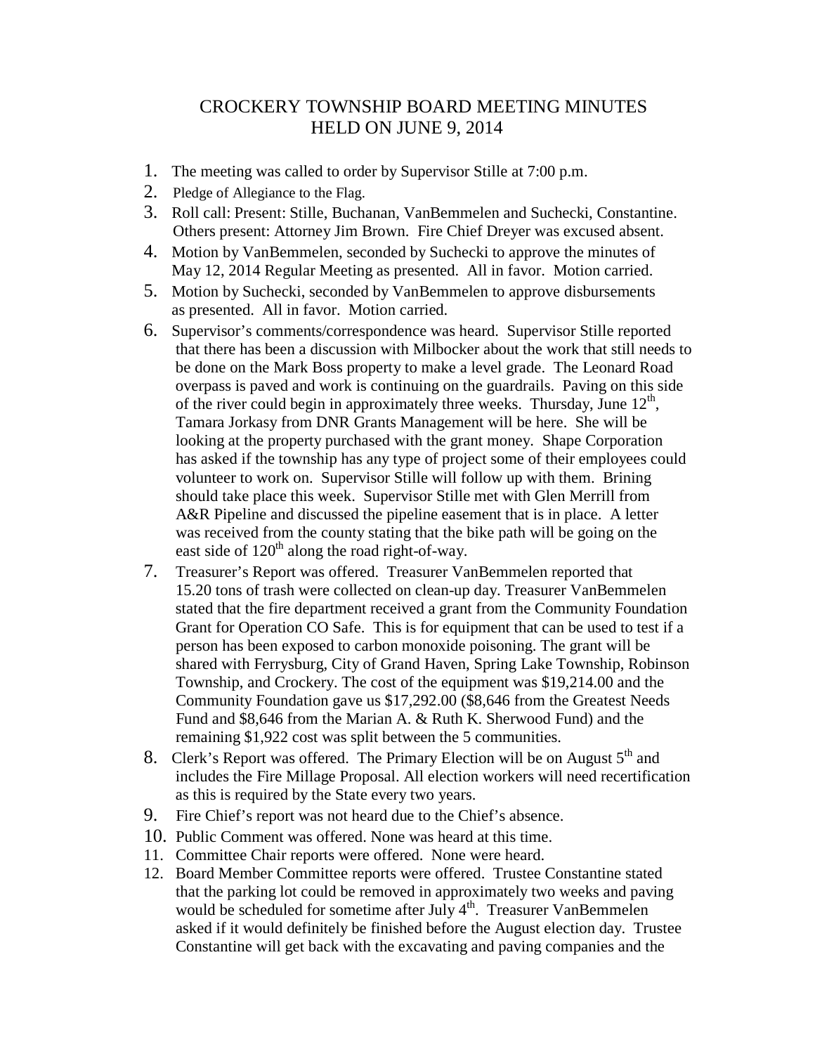# CROCKERY TOWNSHIP BOARD MEETING MINUTES
# HELD ON JUNE 9, 2014

1. The meeting was called to order by Supervisor Stille at 7:00 p.m.
2. Pledge of Allegiance to the Flag.
3. Roll call: Present: Stille, Buchanan, VanBemmelen and Suchecki, Constantine. Others present: Attorney Jim Brown. Fire Chief Dreyer was excused absent.
4. Motion by VanBemmelen, seconded by Suchecki to approve the minutes of May 12, 2014 Regular Meeting as presented. All in favor. Motion carried.
5. Motion by Suchecki, seconded by VanBemmelen to approve disbursements as presented. All in favor. Motion carried.
6. Supervisor's comments/correspondence was heard. Supervisor Stille reported that there has been a discussion with Milbocker about the work that still needs to be done on the Mark Boss property to make a level grade. The Leonard Road overpass is paved and work is continuing on the guardrails. Paving on this side of the river could begin in approximately three weeks. Thursday, June 12th, Tamara Jorkasy from DNR Grants Management will be here. She will be looking at the property purchased with the grant money. Shape Corporation has asked if the township has any type of project some of their employees could volunteer to work on. Supervisor Stille will follow up with them. Brining should take place this week. Supervisor Stille met with Glen Merrill from A&R Pipeline and discussed the pipeline easement that is in place. A letter was received from the county stating that the bike path will be going on the east side of 120th along the road right-of-way.
7. Treasurer's Report was offered. Treasurer VanBemmelen reported that 15.20 tons of trash were collected on clean-up day. Treasurer VanBemmelen stated that the fire department received a grant from the Community Foundation Grant for Operation CO Safe. This is for equipment that can be used to test if a person has been exposed to carbon monoxide poisoning. The grant will be shared with Ferrysburg, City of Grand Haven, Spring Lake Township, Robinson Township, and Crockery. The cost of the equipment was $19,214.00 and the Community Foundation gave us $17,292.00 ($8,646 from the Greatest Needs Fund and $8,646 from the Marian A. & Ruth K. Sherwood Fund) and the remaining $1,922 cost was split between the 5 communities.
8. Clerk's Report was offered. The Primary Election will be on August 5th and includes the Fire Millage Proposal. All election workers will need recertification as this is required by the State every two years.
9. Fire Chief's report was not heard due to the Chief's absence.
10. Public Comment was offered. None was heard at this time.
11. Committee Chair reports were offered. None were heard.
12. Board Member Committee reports were offered. Trustee Constantine stated that the parking lot could be removed in approximately two weeks and paving would be scheduled for sometime after July 4th. Treasurer VanBemmelen asked if it would definitely be finished before the August election day. Trustee Constantine will get back with the excavating and paving companies and the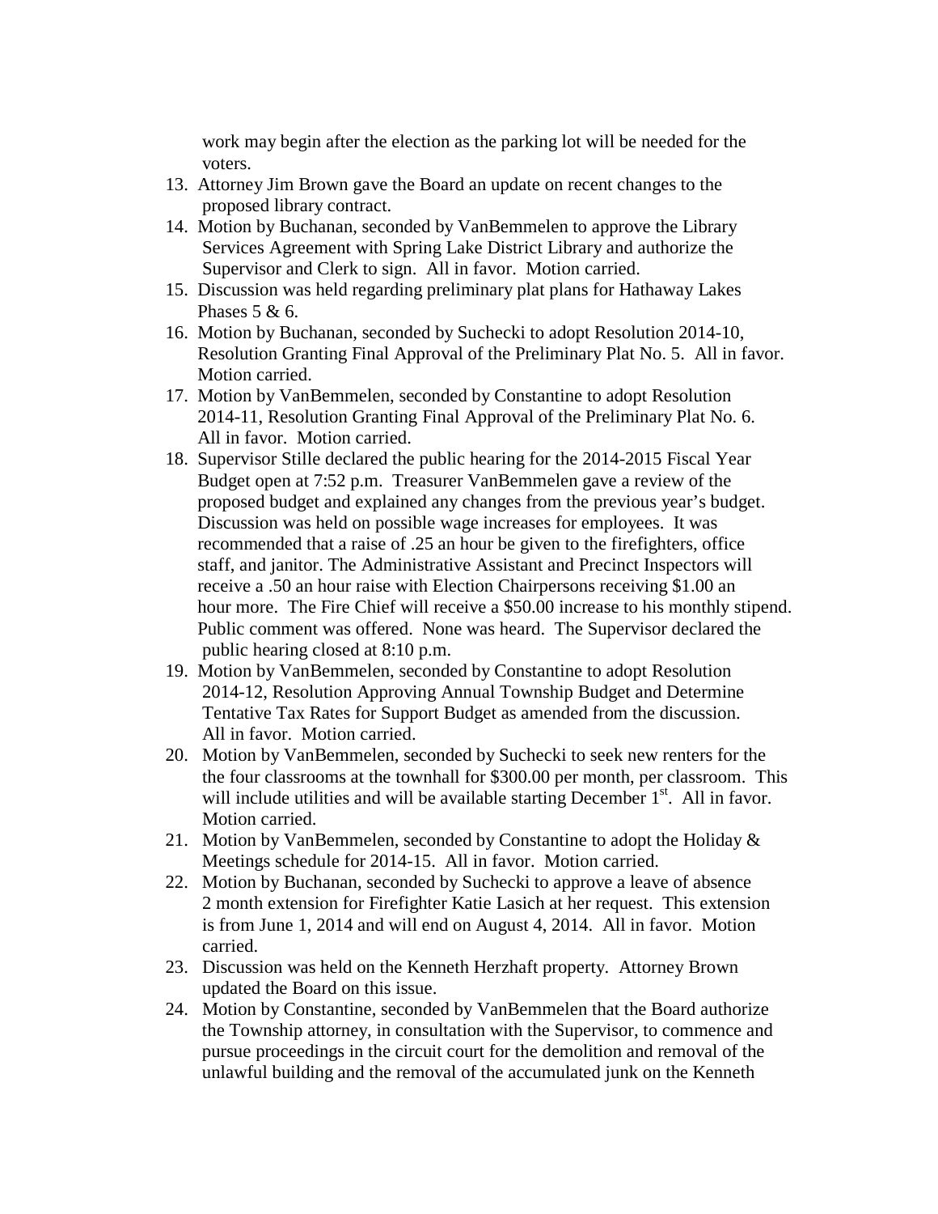work may begin after the election as the parking lot will be needed for the voters.

13. Attorney Jim Brown gave the Board an update on recent changes to the proposed library contract.
14. Motion by Buchanan, seconded by VanBemmelen to approve the Library Services Agreement with Spring Lake District Library and authorize the Supervisor and Clerk to sign. All in favor. Motion carried.
15. Discussion was held regarding preliminary plat plans for Hathaway Lakes Phases 5 & 6.
16. Motion by Buchanan, seconded by Suchecki to adopt Resolution 2014-10, Resolution Granting Final Approval of the Preliminary Plat No. 5. All in favor. Motion carried.
17. Motion by VanBemmelen, seconded by Constantine to adopt Resolution 2014-11, Resolution Granting Final Approval of the Preliminary Plat No. 6. All in favor. Motion carried.
18. Supervisor Stille declared the public hearing for the 2014-2015 Fiscal Year Budget open at 7:52 p.m. Treasurer VanBemmelen gave a review of the proposed budget and explained any changes from the previous year's budget. Discussion was held on possible wage increases for employees. It was recommended that a raise of .25 an hour be given to the firefighters, office staff, and janitor. The Administrative Assistant and Precinct Inspectors will receive a .50 an hour raise with Election Chairpersons receiving $1.00 an hour more. The Fire Chief will receive a $50.00 increase to his monthly stipend. Public comment was offered. None was heard. The Supervisor declared the public hearing closed at 8:10 p.m.
19. Motion by VanBemmelen, seconded by Constantine to adopt Resolution 2014-12, Resolution Approving Annual Township Budget and Determine Tentative Tax Rates for Support Budget as amended from the discussion. All in favor. Motion carried.
20. Motion by VanBemmelen, seconded by Suchecki to seek new renters for the the four classrooms at the townhall for $300.00 per month, per classroom. This will include utilities and will be available starting December 1st. All in favor. Motion carried.
21. Motion by VanBemmelen, seconded by Constantine to adopt the Holiday & Meetings schedule for 2014-15. All in favor. Motion carried.
22. Motion by Buchanan, seconded by Suchecki to approve a leave of absence 2 month extension for Firefighter Katie Lasich at her request. This extension is from June 1, 2014 and will end on August 4, 2014. All in favor. Motion carried.
23. Discussion was held on the Kenneth Herzhaft property. Attorney Brown updated the Board on this issue.
24. Motion by Constantine, seconded by VanBemmelen that the Board authorize the Township attorney, in consultation with the Supervisor, to commence and pursue proceedings in the circuit court for the demolition and removal of the unlawful building and the removal of the accumulated junk on the Kenneth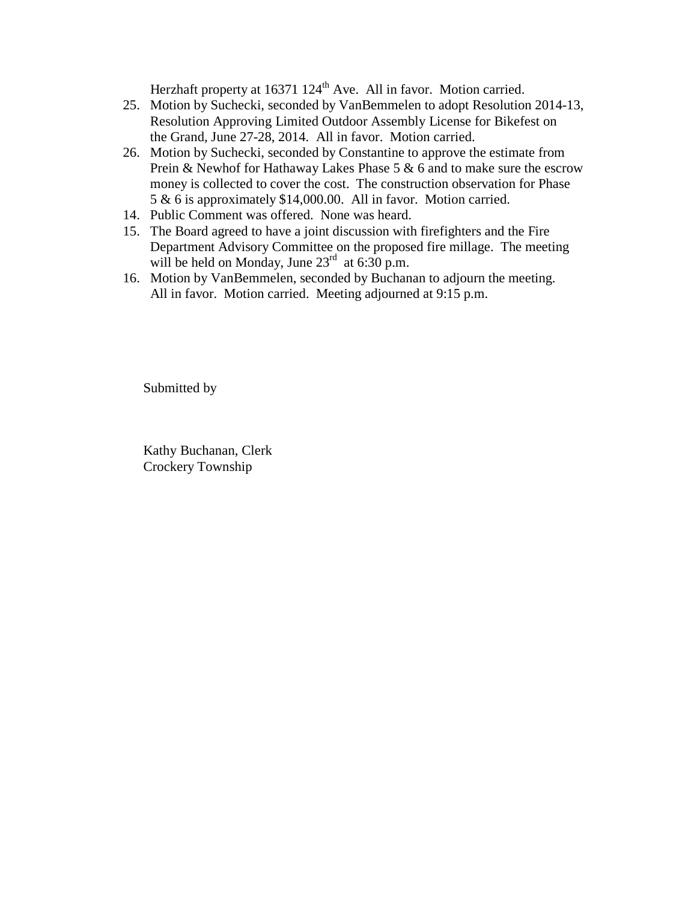Herzhaft property at 16371 124th Ave. All in favor. Motion carried.

25. Motion by Suchecki, seconded by VanBemmelen to adopt Resolution 2014-13, Resolution Approving Limited Outdoor Assembly License for Bikefest on the Grand, June 27-28, 2014. All in favor. Motion carried.
26. Motion by Suchecki, seconded by Constantine to approve the estimate from Prein & Newhof for Hathaway Lakes Phase 5 & 6 and to make sure the escrow money is collected to cover the cost. The construction observation for Phase 5 & 6 is approximately $14,000.00. All in favor. Motion carried.

14. Public Comment was offered. None was heard.
15. The Board agreed to have a joint discussion with firefighters and the Fire Department Advisory Committee on the proposed fire millage. The meeting will be held on Monday, June 23rd at 6:30 p.m.
16. Motion by VanBemmelen, seconded by Buchanan to adjourn the meeting. All in favor. Motion carried. Meeting adjourned at 9:15 p.m.

Submitted by

Kathy Buchanan, Clerk
Crockery Township